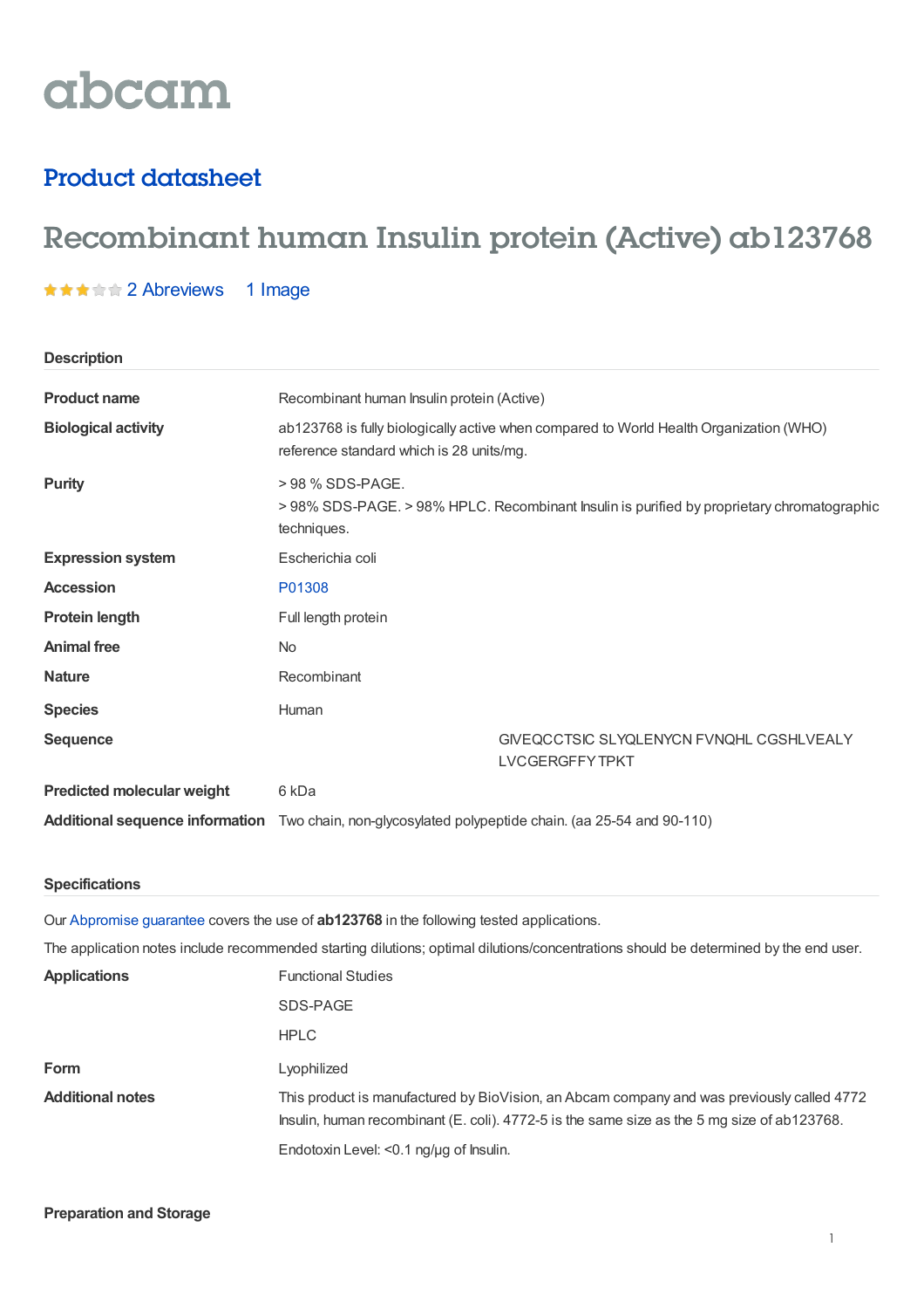abcam

## Product datasheet

# Recombinant human Insulin protein (Active) ab123768

★★★☆☆ 2 Abreviews 1 Image

### Description

| | |
|---|---|
| **Product name** | Recombinant human Insulin protein (Active) |
| **Biological activity** | ab123768 is fully biologically active when compared to World Health Organization (WHO) reference standard which is 28 units/mg. |
| **Purity** | > 98 % SDS-PAGE.<br>> 98% SDS-PAGE. > 98% HPLC. Recombinant Insulin is purified by proprietary chromatographic techniques. |
| **Expression system** | Escherichia coli |
| **Accession** | P01308 |
| **Protein length** | Full length protein |
| **Animal free** | No |
| **Nature** | Recombinant |
| **Species** | Human |
| **Sequence** | GIVEQCCTSIC SLYQLENYCN FVNQHL CGSHLVEALY LVCGERGFFY TPKT |
| **Predicted molecular weight** | 6 kDa |
| **Additional sequence information** | Two chain, non-glycosylated polypeptide chain. (aa 25-54 and 90-110) |

### Specifications

Our Abpromise guarantee covers the use of **ab123768** in the following tested applications.

The application notes include recommended starting dilutions; optimal dilutions/concentrations should be determined by the end user.

| | |
|---|---|
| **Applications** | Functional Studies<br>SDS-PAGE<br>HPLC |
| **Form** | Lyophilized |
| **Additional notes** | This product is manufactured by BioVision, an Abcam company and was previously called 4772 Insulin, human recombinant (E. coli). 4772-5 is the same size as the 5 mg size of ab123768.<br>Endotoxin Level: <0.1 ng/μg of Insulin. |

### Preparation and Storage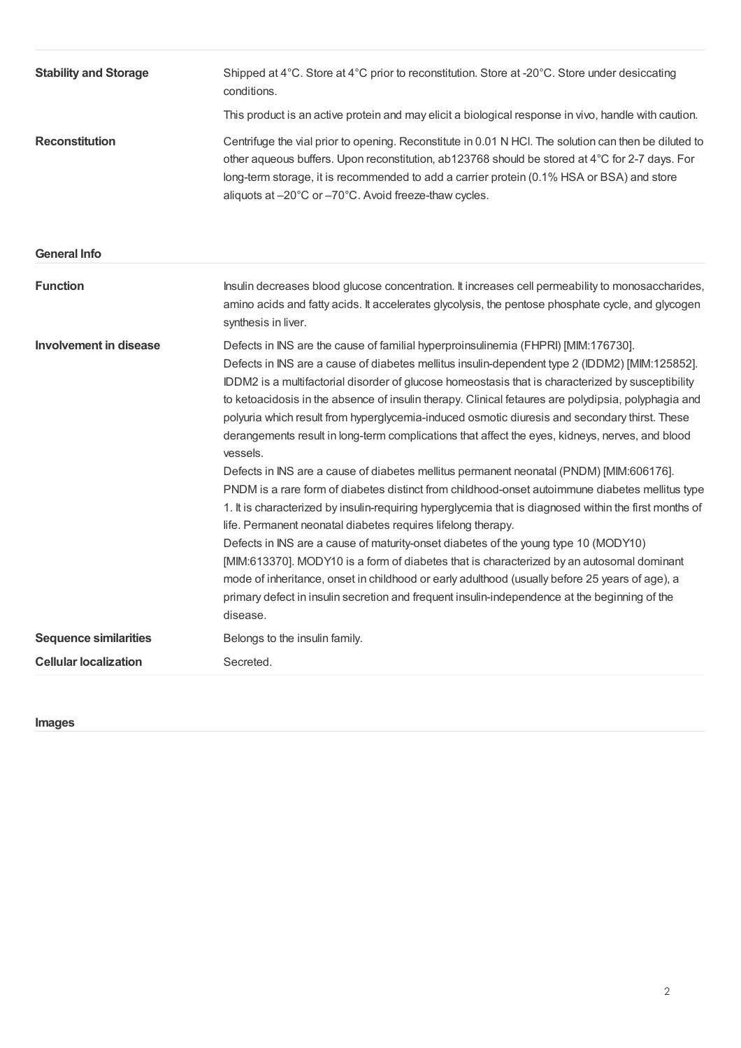| | |
|---|---|
| **Stability and Storage** | Shipped at 4°C. Store at 4°C prior to reconstitution. Store at -20°C. Store under desiccating conditions.<br><br>This product is an active protein and may elicit a biological response in vivo, handle with caution. |
| **Reconstitution** | Centrifuge the vial prior to opening. Reconstitute in 0.01 N HCl. The solution can then be diluted to other aqueous buffers. Upon reconstitution, ab123768 should be stored at 4°C for 2-7 days. For long-term storage, it is recommended to add a carrier protein (0.1% HSA or BSA) and store aliquots at –20°C or –70°C. Avoid freeze-thaw cycles. |

## General Info

| | |
|---|---|
| **Function** | Insulin decreases blood glucose concentration. It increases cell permeability to monosaccharides, amino acids and fatty acids. It accelerates glycolysis, the pentose phosphate cycle, and glycogen synthesis in liver. |
| **Involvement in disease** | Defects in INS are the cause of familial hyperproinsulinemia (FHPRI) [MIM:176730].<br>Defects in INS are a cause of diabetes mellitus insulin-dependent type 2 (IDDM2) [MIM:125852]. IDDM2 is a multifactorial disorder of glucose homeostasis that is characterized by susceptibility to ketoacidosis in the absence of insulin therapy. Clinical fetaures are polydipsia, polyphagia and polyuria which result from hyperglycemia-induced osmotic diuresis and secondary thirst. These derangements result in long-term complications that affect the eyes, kidneys, nerves, and blood vessels.<br>Defects in INS are a cause of diabetes mellitus permanent neonatal (PNDM) [MIM:606176]. PNDM is a rare form of diabetes distinct from childhood-onset autoimmune diabetes mellitus type 1. It is characterized by insulin-requiring hyperglycemia that is diagnosed within the first months of life. Permanent neonatal diabetes requires lifelong therapy.<br>Defects in INS are a cause of maturity-onset diabetes of the young type 10 (MODY10) [MIM:613370]. MODY10 is a form of diabetes that is characterized by an autosomal dominant mode of inheritance, onset in childhood or early adulthood (usually before 25 years of age), a primary defect in insulin secretion and frequent insulin-independence at the beginning of the disease. |
| **Sequence similarities** | Belongs to the insulin family. |
| **Cellular localization** | Secreted. |

## Images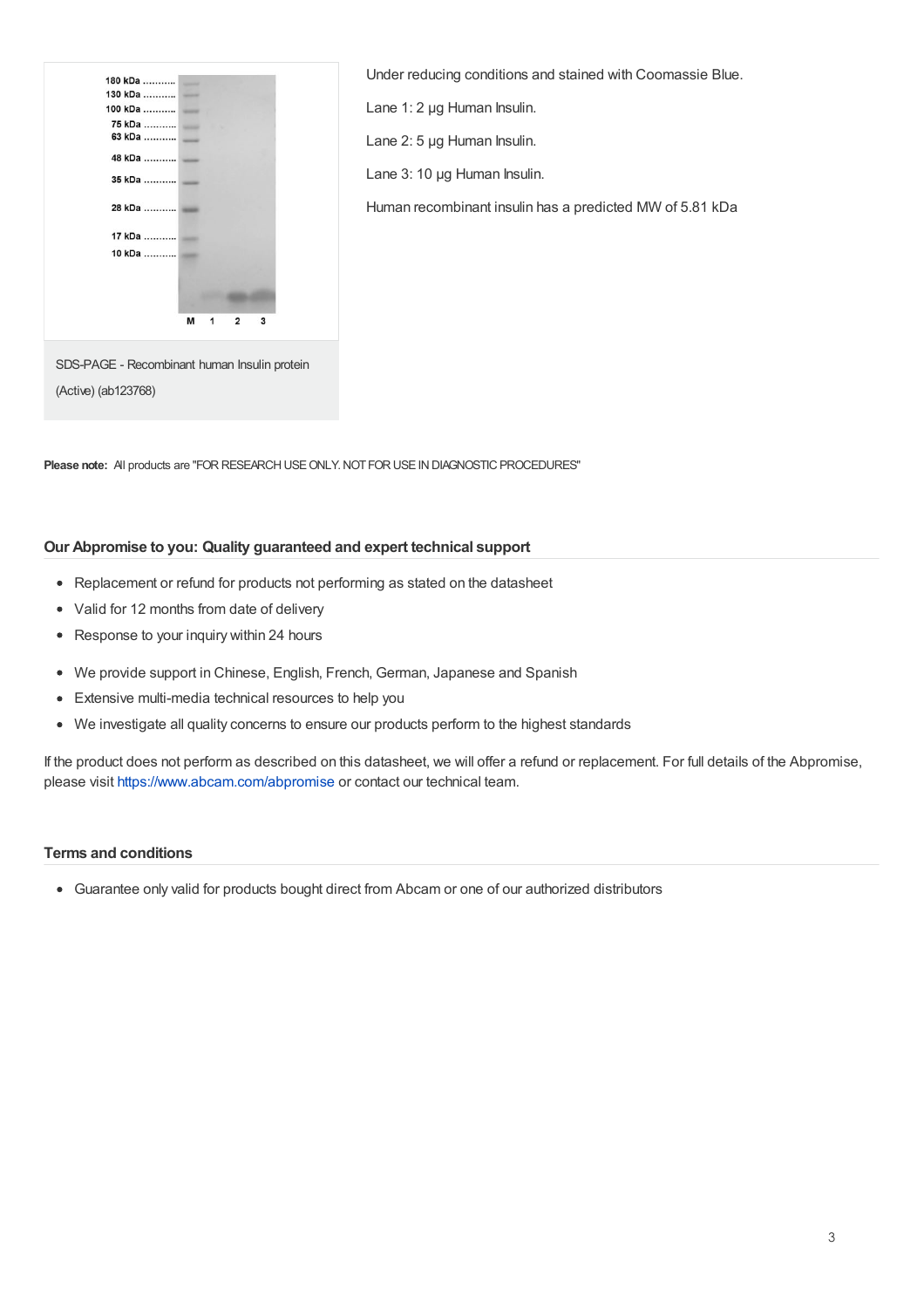180 kDa
130 kDa
100 kDa
75 kDa
63 kDa
48 kDa
35 kDa
28 kDa
17 kDa
10 kDa

M 1 2 3

SDS-PAGE - Recombinant human Insulin protein (Active) (ab123768)

Under reducing conditions and stained with Coomassie Blue.

Lane 1: 2 µg Human Insulin.

Lane 2: 5 µg Human Insulin.

Lane 3: 10 µg Human Insulin.

Human recombinant insulin has a predicted MW of 5.81 kDa

**Please note:** All products are "FOR RESEARCH USE ONLY. NOT FOR USE IN DIAGNOSTIC PROCEDURES"

## Our Abpromise to you: Quality guaranteed and expert technical support

- Replacement or refund for products not performing as stated on the datasheet
- Valid for 12 months from date of delivery
- Response to your inquiry within 24 hours

- We provide support in Chinese, English, French, German, Japanese and Spanish
- Extensive multi-media technical resources to help you
- We investigate all quality concerns to ensure our products perform to the highest standards

If the product does not perform as described on this datasheet, we will offer a refund or replacement. For full details of the Abpromise, please visit https://www.abcam.com/abpromise or contact our technical team.

## Terms and conditions

- Guarantee only valid for products bought direct from Abcam or one of our authorized distributors